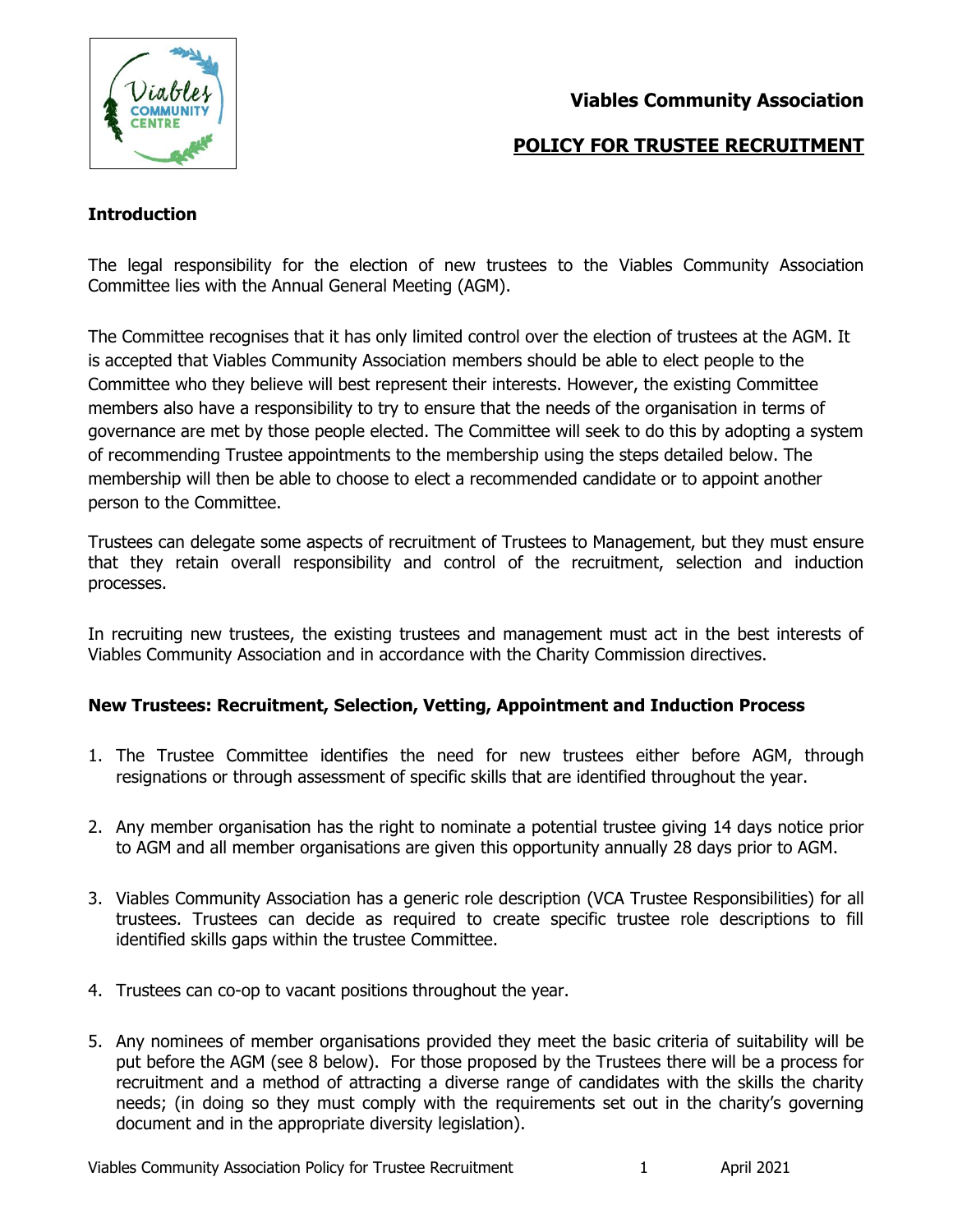**Viables Community Association**

# POLICY FOR TRUSTEE RECRUITMENT

## Introduction

The legal responsibility for the election of new trustees to the Viables Community Association Committee lies with the Annual General Meeting (AGM).

The Committee recognises that it has only limited control over the election of trustees at the AGM. It is accepted that Viables Community Association members should be able to elect people to the Committee who they believe will best represent their interests. However, the existing Committee members also have a responsibility to try to ensure that the needs of the organisation in terms of governance are met by those people elected. The Committee will seek to do this by adopting a system of recommending Trustee appointments to the membership using the steps detailed below. The membership will then be able to choose to elect a recommended candidate or to appoint another person to the Committee.

Trustees can delegate some aspects of recruitment of Trustees to Management, but they must ensure that they retain overall responsibility and control of the recruitment, selection and induction processes.

In recruiting new trustees, the existing trustees and management must act in the best interests of Viables Community Association and in accordance with the Charity Commission directives.

## New Trustees: Recruitment, Selection, Vetting, Appointment and Induction Process

1. The Trustee Committee identifies the need for new trustees either before AGM, through resignations or through assessment of specific skills that are identified throughout the year.
2. Any member organisation has the right to nominate a potential trustee giving 14 days notice prior to AGM and all member organisations are given this opportunity annually 28 days prior to AGM.
3. Viables Community Association has a generic role description (VCA Trustee Responsibilities) for all trustees. Trustees can decide as required to create specific trustee role descriptions to fill identified skills gaps within the trustee Committee.
4. Trustees can co-op to vacant positions throughout the year.
5. Any nominees of member organisations provided they meet the basic criteria of suitability will be put before the AGM (see 8 below). For those proposed by the Trustees there will be a process for recruitment and a method of attracting a diverse range of candidates with the skills the charity needs; (in doing so they must comply with the requirements set out in the charity's governing document and in the appropriate diversity legislation).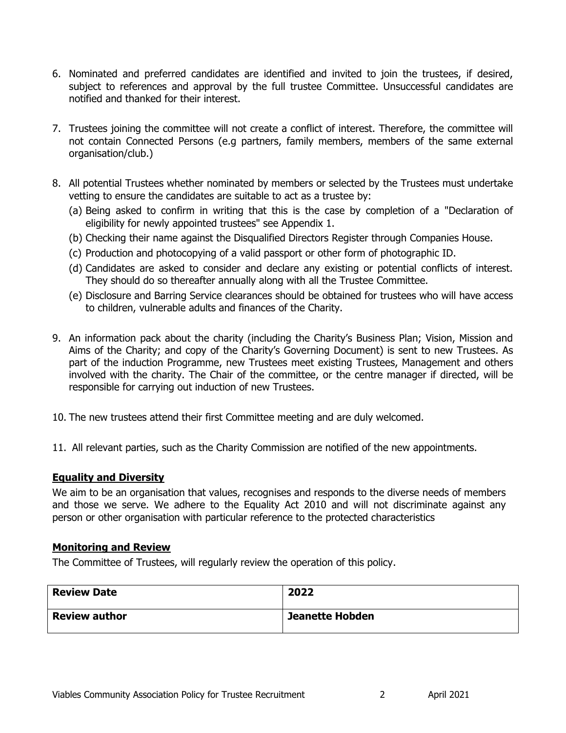6. Nominated and preferred candidates are identified and invited to join the trustees, if desired, subject to references and approval by the full trustee Committee. Unsuccessful candidates are notified and thanked for their interest.

7. Trustees joining the committee will not create a conflict of interest. Therefore, the committee will not contain Connected Persons (e.g partners, family members, members of the same external organisation/club.)

8. All potential Trustees whether nominated by members or selected by the Trustees must undertake vetting to ensure the candidates are suitable to act as a trustee by:
   (a) Being asked to confirm in writing that this is the case by completion of a "Declaration of eligibility for newly appointed trustees" see Appendix 1.
   (b) Checking their name against the Disqualified Directors Register through Companies House.
   (c) Production and photocopying of a valid passport or other form of photographic ID.
   (d) Candidates are asked to consider and declare any existing or potential conflicts of interest. They should do so thereafter annually along with all the Trustee Committee.
   (e) Disclosure and Barring Service clearances should be obtained for trustees who will have access to children, vulnerable adults and finances of the Charity.

9. An information pack about the charity (including the Charity's Business Plan; Vision, Mission and Aims of the Charity; and copy of the Charity's Governing Document) is sent to new Trustees. As part of the induction Programme, new Trustees meet existing Trustees, Management and others involved with the charity. The Chair of the committee, or the centre manager if directed, will be responsible for carrying out induction of new Trustees.

10. The new trustees attend their first Committee meeting and are duly welcomed.

11. All relevant parties, such as the Charity Commission are notified of the new appointments.

## Equality and Diversity

We aim to be an organisation that values, recognises and responds to the diverse needs of members and those we serve. We adhere to the Equality Act 2010 and will not discriminate against any person or other organisation with particular reference to the protected characteristics

## Monitoring and Review

The Committee of Trustees, will regularly review the operation of this policy.

| | |
|---|---|
| **Review Date** | **2022** |
| **Review author** | **Jeanette Hobden** |